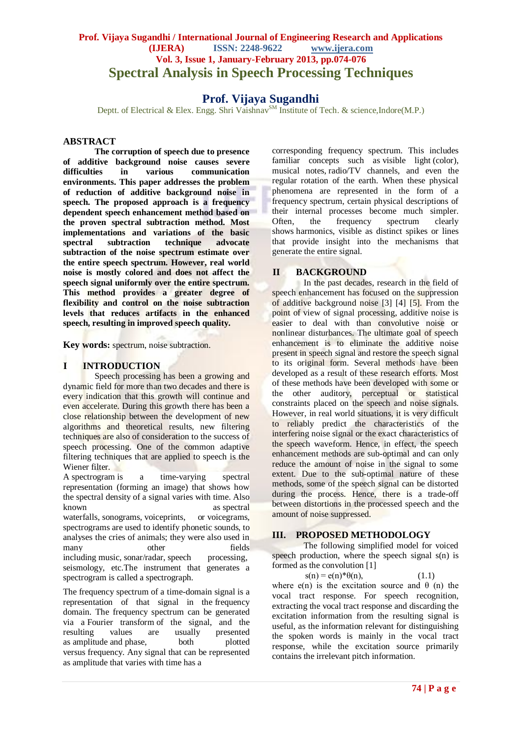# Spectral Analysis in Speech Processing Techniques

## Prof. Vijaya Sugandhi

Deptt. of Electrical & Elex. Engg. Shri Vaishnav[SM] Institute of Tech. & science,Indore(M.P.)

## ABSTRACT

**The corruption of speech due to presence of additive background noise causes severe difficulties in various communication environments. This paper addresses the problem of reduction of additive background noise in speech. The proposed approach is a frequency dependent speech enhancement method based on the proven spectral subtraction method. Most implementations and variations of the basic spectral subtraction technique advocate subtraction of the noise spectrum estimate over the entire speech spectrum. However, real world noise is mostly colored and does not affect the speech signal uniformly over the entire spectrum. This method provides a greater degree of flexibility and control on the noise subtraction levels that reduces artifacts in the enhanced speech, resulting in improved speech quality.**

**Key words:** spectrum, noise subtraction.

## I INTRODUCTION

Speech processing has been a growing and dynamic field for more than two decades and there is every indication that this growth will continue and even accelerate. During this growth there has been a close relationship between the development of new algorithms and theoretical results, new filtering techniques are also of consideration to the success of speech processing. One of the common adaptive filtering techniques that are applied to speech is the Wiener filter.

A spectrogram is a time-varying spectral representation (forming an image) that shows how the spectral density of a signal varies with time. Also known as spectral waterfalls, sonograms, voiceprints, or voicegrams, spectrograms are used to identify phonetic sounds, to analyses the cries of animals; they were also used in many other fields including music, sonar/radar, speech processing, seismology, etc.The instrument that generates a spectrogram is called a spectrograph.

The frequency spectrum of a time-domain signal is a representation of that signal in the frequency domain. The frequency spectrum can be generated via a Fourier transform of the signal, and the resulting values are usually presented as amplitude and phase, both plotted versus frequency. Any signal that can be represented as amplitude that varies with time has a corresponding frequency spectrum. This includes familiar concepts such as visible light (color), musical notes, radio/TV channels, and even the regular rotation of the earth. When these physical phenomena are represented in the form of a frequency spectrum, certain physical descriptions of their internal processes become much simpler. Often, the frequency spectrum clearly shows harmonics, visible as distinct spikes or lines that provide insight into the mechanisms that generate the entire signal.

## II BACKGROUND

In the past decades, research in the field of speech enhancement has focused on the suppression of additive background noise [3] [4] [5]. From the point of view of signal processing, additive noise is easier to deal with than convolutive noise or nonlinear disturbances. The ultimate goal of speech enhancement is to eliminate the additive noise present in speech signal and restore the speech signal to its original form. Several methods have been developed as a result of these research efforts. Most of these methods have been developed with some or the other auditory, perceptual or statistical constraints placed on the speech and noise signals. However, in real world situations, it is very difficult to reliably predict the characteristics of the interfering noise signal or the exact characteristics of the speech waveform. Hence, in effect, the speech enhancement methods are sub-optimal and can only reduce the amount of noise in the signal to some extent. Due to the sub-optimal nature of these methods, some of the speech signal can be distorted during the process. Hence, there is a trade-off between distortions in the processed speech and the amount of noise suppressed.

## III. PROPOSED METHODOLOGY

The following simplified model for voiced speech production, where the speech signal s(n) is formed as the convolution [1]

$$s(n) = e(n)*\theta(n), \qquad (1.1)$$

where e(n) is the excitation source and $\theta$ (n) the vocal tract response. For speech recognition, extracting the vocal tract response and discarding the excitation information from the resulting signal is useful, as the information relevant for distinguishing the spoken words is mainly in the vocal tract response, while the excitation source primarily contains the irrelevant pitch information.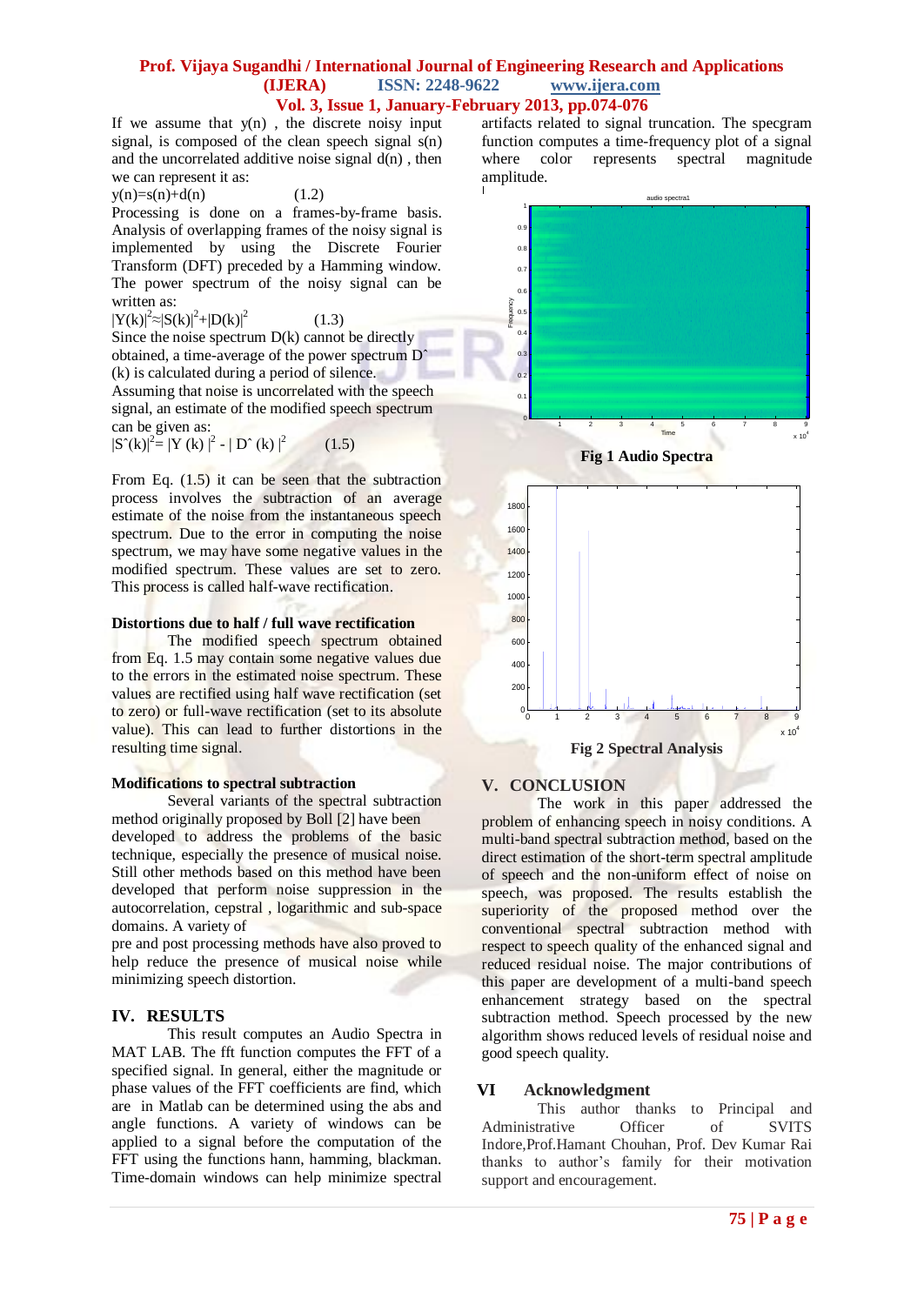If we assume that y(n) , the discrete noisy input signal, is composed of the clean speech signal s(n) and the uncorrelated additive noise signal d(n) , then we can represent it as:

$y(n)=s(n)+d(n)$ (1.2)

Processing is done on a frames-by-frame basis. Analysis of overlapping frames of the noisy signal is implemented by using the Discrete Fourier Transform (DFT) preceded by a Hamming window. The power spectrum of the noisy signal can be written as:

$|Y(k)|^2 \approx |S(k)|^2 + |D(k)|^2$ (1.3)

Since the noise spectrum D(k) cannot be directly obtained, a time-average of the power spectrum Dˆ (k) is calculated during a period of silence.

Assuming that noise is uncorrelated with the speech signal, an estimate of the modified speech spectrum can be given as:

$|\hat{S}(k)|^2 = |Y(k)|^2 - |\hat{D}(k)|^2$ (1.5)

From Eq. (1.5) it can be seen that the subtraction process involves the subtraction of an average estimate of the noise from the instantaneous speech spectrum. Due to the error in computing the noise spectrum, we may have some negative values in the modified spectrum. These values are set to zero. This process is called half-wave rectification.

**Distortions due to half / full wave rectification**

The modified speech spectrum obtained from Eq. 1.5 may contain some negative values due to the errors in the estimated noise spectrum. These values are rectified using half wave rectification (set to zero) or full-wave rectification (set to its absolute value). This can lead to further distortions in the resulting time signal.

**Modifications to spectral subtraction**

Several variants of the spectral subtraction method originally proposed by Boll [2] have been developed to address the problems of the basic technique, especially the presence of musical noise. Still other methods based on this method have been developed that perform noise suppression in the autocorrelation, cepstral , logarithmic and sub-space domains. A variety of pre and post processing methods have also proved to help reduce the presence of musical noise while minimizing speech distortion.

## IV. RESULTS

This result computes an Audio Spectra in MAT LAB. The fft function computes the FFT of a specified signal. In general, either the magnitude or phase values of the FFT coefficients are find, which are in Matlab can be determined using the abs and angle functions. A variety of windows can be applied to a signal before the computation of the FFT using the functions hann, hamming, blackman. Time-domain windows can help minimize spectral artifacts related to signal truncation. The specgram function computes a time-frequency plot of a signal where color represents spectral magnitude amplitude.

**Fig 1 Audio Spectra**

**Fig 2 Spectral Analysis**

## V. CONCLUSION

The work in this paper addressed the problem of enhancing speech in noisy conditions. A multi-band spectral subtraction method, based on the direct estimation of the short-term spectral amplitude of speech and the non-uniform effect of noise on speech, was proposed. The results establish the superiority of the proposed method over the conventional spectral subtraction method with respect to speech quality of the enhanced signal and reduced residual noise. The major contributions of this paper are development of a multi-band speech enhancement strategy based on the spectral subtraction method. Speech processed by the new algorithm shows reduced levels of residual noise and good speech quality.

## VI Acknowledgment

This author thanks to Principal and Administrative Officer of SVITS Indore,Prof.Hamant Chouhan, Prof. Dev Kumar Rai thanks to author's family for their motivation support and encouragement.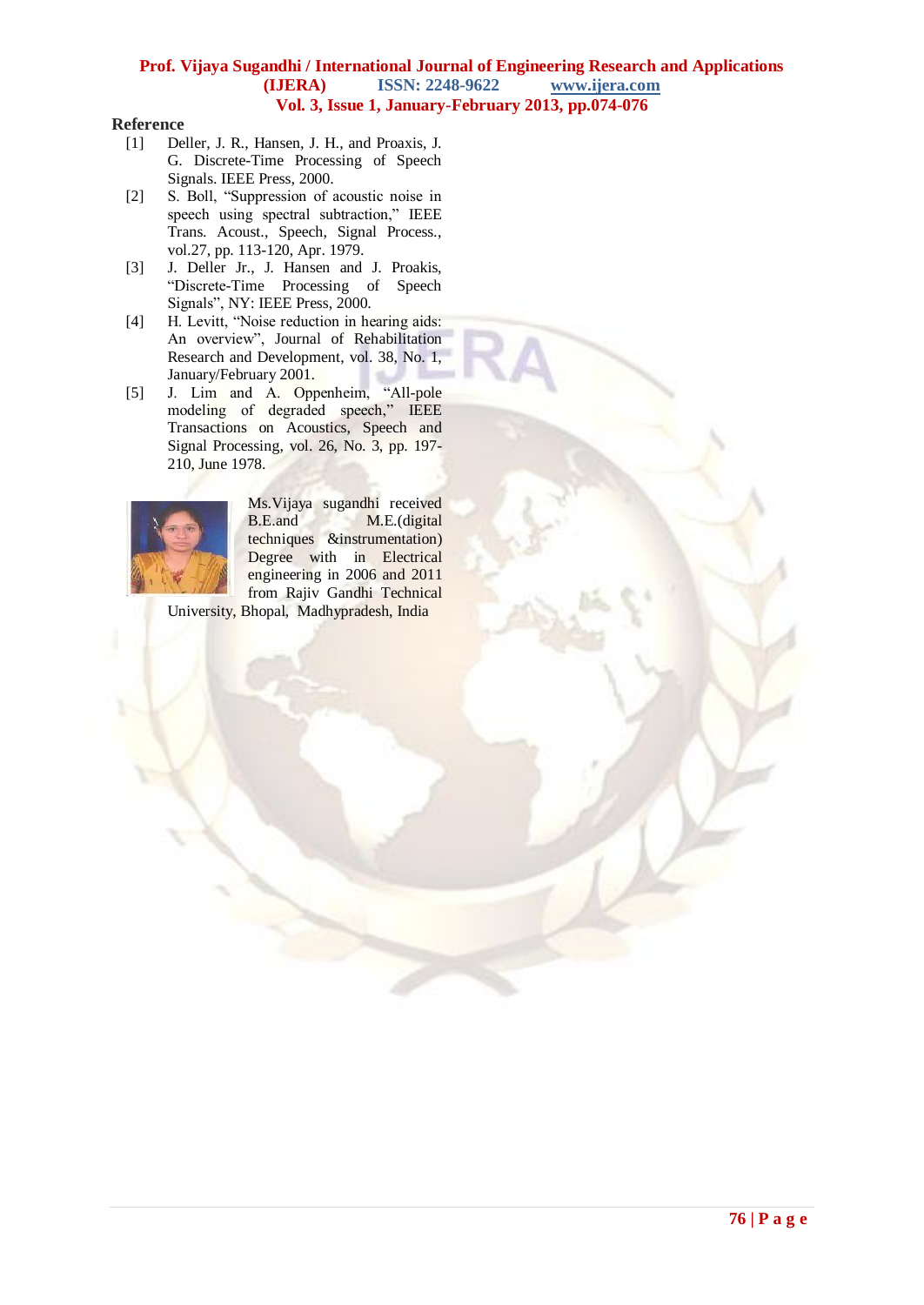## Reference

[1] Deller, J. R., Hansen, J. H., and Proaxis, J. G. Discrete-Time Processing of Speech Signals. IEEE Press, 2000.

[2] S. Boll, "Suppression of acoustic noise in speech using spectral subtraction," IEEE Trans. Acoust., Speech, Signal Process., vol.27, pp. 113-120, Apr. 1979.

[3] J. Deller Jr., J. Hansen and J. Proakis, "Discrete-Time Processing of Speech Signals", NY: IEEE Press, 2000.

[4] H. Levitt, "Noise reduction in hearing aids: An overview", Journal of Rehabilitation Research and Development, vol. 38, No. 1, January/February 2001.

[5] J. Lim and A. Oppenheim, "All-pole modeling of degraded speech," IEEE Transactions on Acoustics, Speech and Signal Processing, vol. 26, No. 3, pp. 197-210, June 1978.

Ms.Vijaya sugandhi received B.E.and M.E.(digital techniques &instrumentation) Degree with in Electrical engineering in 2006 and 2011 from Rajiv Gandhi Technical University, Bhopal, Madhypradesh, India